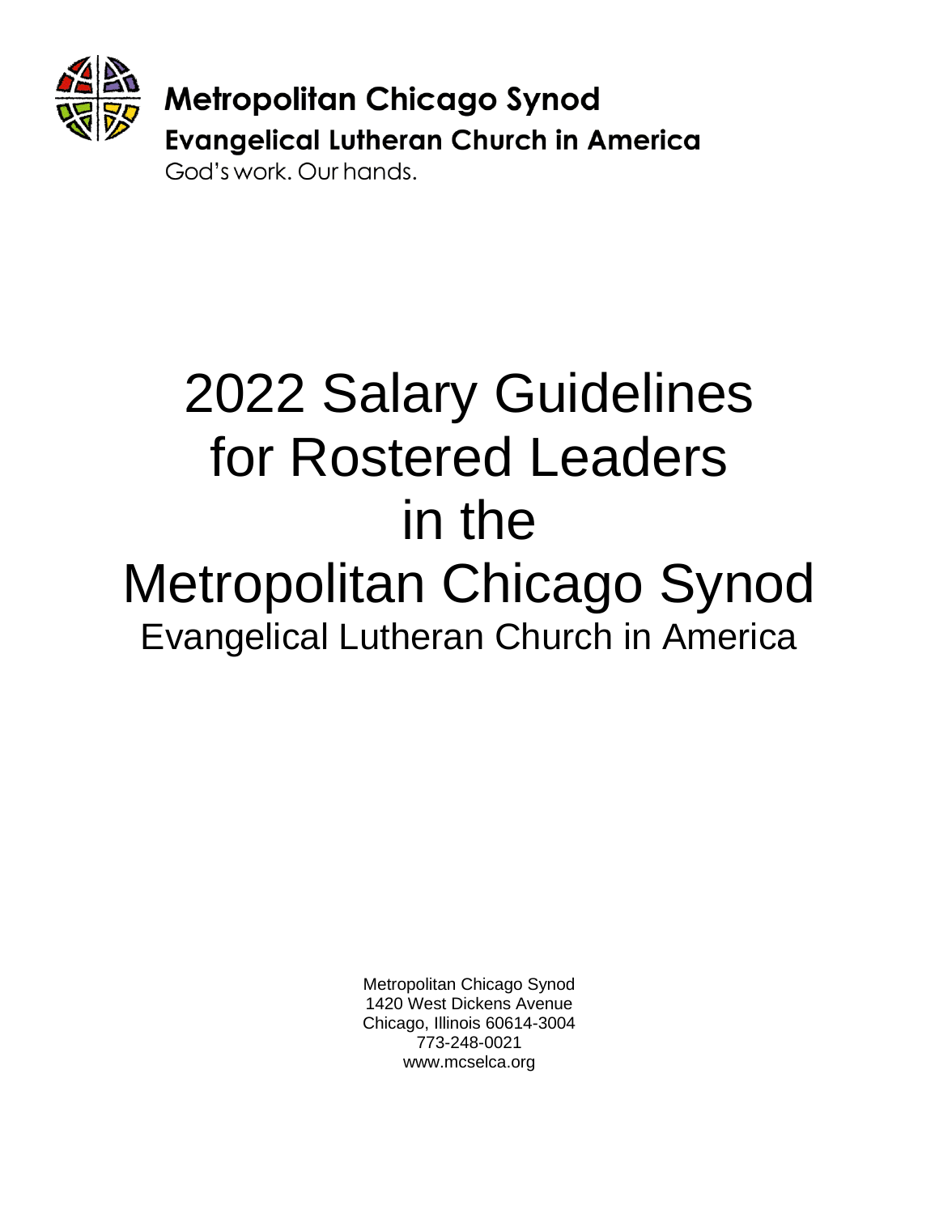**Metropolitan Chicago Synod**
**Evangelical Lutheran Church in America**
God's work. Our hands.

# 2022 Salary Guidelines for Rostered Leaders in the Metropolitan Chicago Synod

## Evangelical Lutheran Church in America

Metropolitan Chicago Synod
1420 West Dickens Avenue
Chicago, Illinois 60614-3004
773-248-0021
www.mcselca.org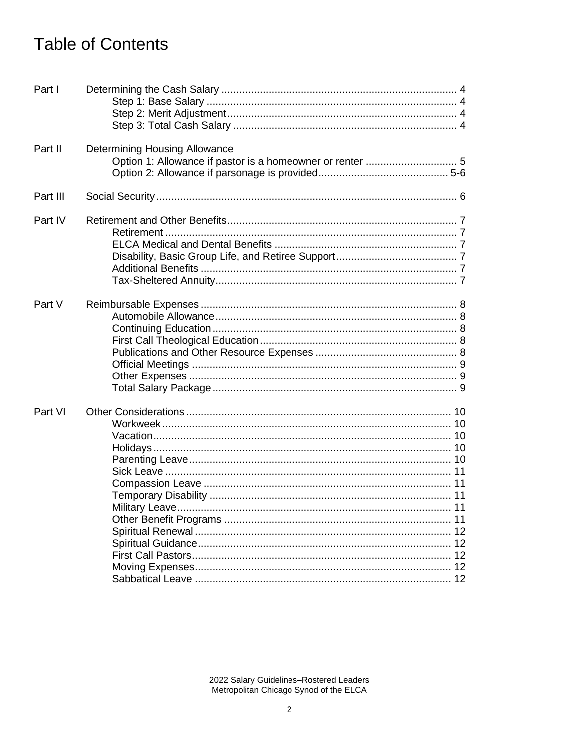# Table of Contents

| | | |
|---|---|---|
| Part I | Determining the Cash Salary | 4 |
| | Step 1: Base Salary | 4 |
| | Step 2: Merit Adjustment | 4 |
| | Step 3: Total Cash Salary | 4 |
| Part II | Determining Housing Allowance | |
| | Option 1: Allowance if pastor is a homeowner or renter | 5 |
| | Option 2: Allowance if parsonage is provided | 5-6 |
| Part III | Social Security | 6 |
| Part IV | Retirement and Other Benefits | 7 |
| | Retirement | 7 |
| | ELCA Medical and Dental Benefits | 7 |
| | Disability, Basic Group Life, and Retiree Support | 7 |
| | Additional Benefits | 7 |
| | Tax-Sheltered Annuity | 7 |
| Part V | Reimbursable Expenses | 8 |
| | Automobile Allowance | 8 |
| | Continuing Education | 8 |
| | First Call Theological Education | 8 |
| | Publications and Other Resource Expenses | 8 |
| | Official Meetings | 9 |
| | Other Expenses | 9 |
| | Total Salary Package | 9 |
| Part VI | Other Considerations | 10 |
| | Workweek | 10 |
| | Vacation | 10 |
| | Holidays | 10 |
| | Parenting Leave | 10 |
| | Sick Leave | 11 |
| | Compassion Leave | 11 |
| | Temporary Disability | 11 |
| | Military Leave | 11 |
| | Other Benefit Programs | 11 |
| | Spiritual Renewal | 12 |
| | Spiritual Guidance | 12 |
| | First Call Pastors | 12 |
| | Moving Expenses | 12 |
| | Sabbatical Leave | 12 |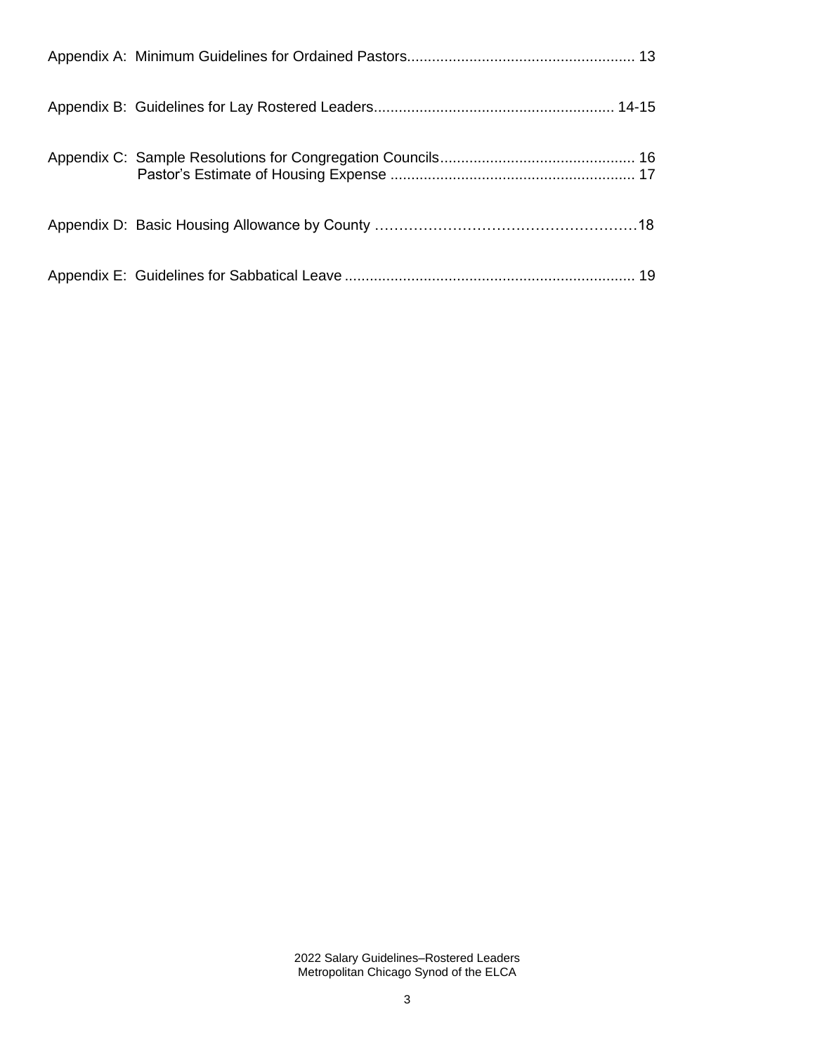Appendix A: Minimum Guidelines for Ordained Pastors...................................................... 13

Appendix B: Guidelines for Lay Rostered Leaders.......................................................... 14-15

Appendix C: Sample Resolutions for Congregation Councils............................................... 16
Pastor's Estimate of Housing Expense .......................................................... 17

Appendix D: Basic Housing Allowance by County ………………………………………………18

Appendix E: Guidelines for Sabbatical Leave ..................................................................... 19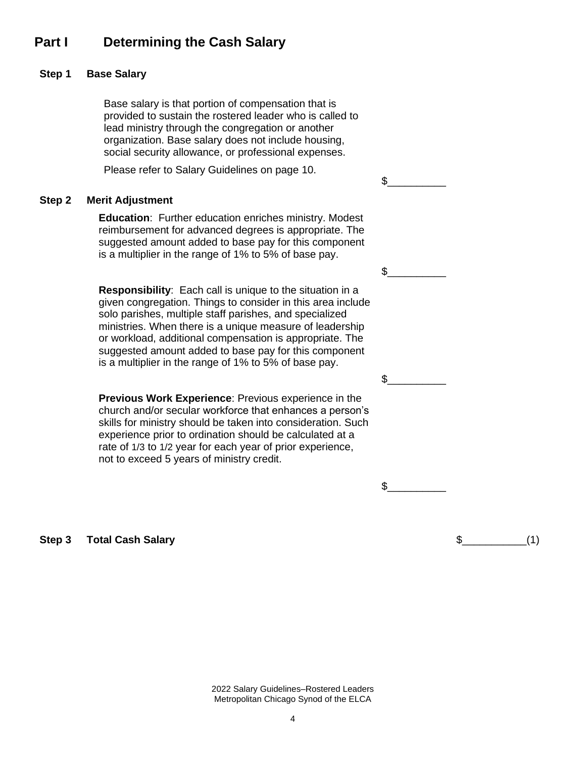# Part I Determining the Cash Salary

## Step 1 Base Salary

Base salary is that portion of compensation that is provided to sustain the rostered leader who is called to lead ministry through the congregation or another organization. Base salary does not include housing, social security allowance, or professional expenses.

Please refer to Salary Guidelines on page 10.

$__________

## Step 2 Merit Adjustment

**Education**: Further education enriches ministry. Modest reimbursement for advanced degrees is appropriate. The suggested amount added to base pay for this component is a multiplier in the range of 1% to 5% of base pay.

$__________

**Responsibility**: Each call is unique to the situation in a given congregation. Things to consider in this area include solo parishes, multiple staff parishes, and specialized ministries. When there is a unique measure of leadership or workload, additional compensation is appropriate. The suggested amount added to base pay for this component is a multiplier in the range of 1% to 5% of base pay.

$__________

**Previous Work Experience**: Previous experience in the church and/or secular workforce that enhances a person's skills for ministry should be taken into consideration. Such experience prior to ordination should be calculated at a rate of 1/3 to 1/2 year for each year of prior experience, not to exceed 5 years of ministry credit.

$__________

## Step 3 Total Cash Salary

$___________(1)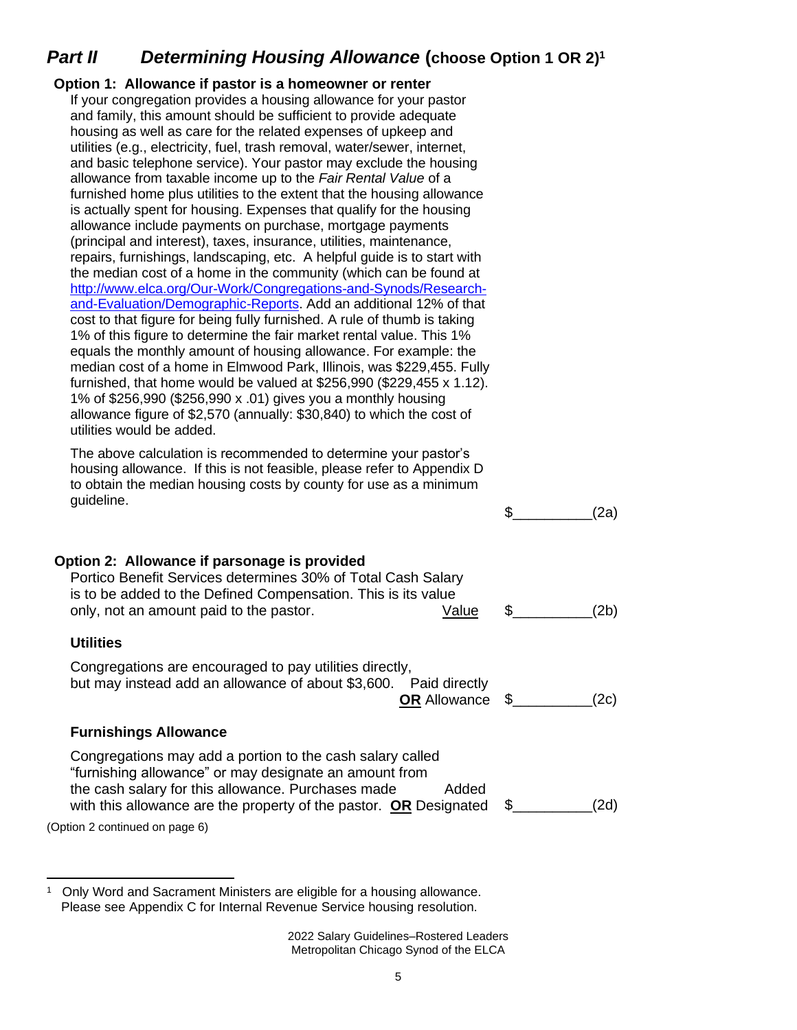## *Part II Determining Housing Allowance* (choose Option 1 OR 2)[1]

**Option 1: Allowance if pastor is a homeowner or renter**

If your congregation provides a housing allowance for your pastor and family, this amount should be sufficient to provide adequate housing as well as care for the related expenses of upkeep and utilities (e.g., electricity, fuel, trash removal, water/sewer, internet, and basic telephone service). Your pastor may exclude the housing allowance from taxable income up to the *Fair Rental Value* of a furnished home plus utilities to the extent that the housing allowance is actually spent for housing. Expenses that qualify for the housing allowance include payments on purchase, mortgage payments (principal and interest), taxes, insurance, utilities, maintenance, repairs, furnishings, landscaping, etc. A helpful guide is to start with the median cost of a home in the community (which can be found at [http://www.elca.org/Our-Work/Congregations-and-Synods/Research-and-Evaluation/Demographic-Reports](http://www.elca.org/Our-Work/Congregations-and-Synods/Research-and-Evaluation/Demographic-Reports). Add an additional 12% of that cost to that figure for being fully furnished. A rule of thumb is taking 1% of this figure to determine the fair market rental value. This 1% equals the monthly amount of housing allowance. For example: the median cost of a home in Elmwood Park, Illinois, was $229,455. Fully furnished, that home would be valued at $256,990 ($229,455 x 1.12). 1% of $256,990 ($256,990 x .01) gives you a monthly housing allowance figure of $2,570 (annually: $30,840) to which the cost of utilities would be added.

The above calculation is recommended to determine your pastor's housing allowance. If this is not feasible, please refer to Appendix D to obtain the median housing costs by county for use as a minimum guideline.

$__________(2a)

**Option 2: Allowance if parsonage is provided**

Portico Benefit Services determines 30% of Total Cash Salary is to be added to the Defined Compensation. This is its value only, not an amount paid to the pastor. <u>Value</u> $__________(2b)

**Utilities**

Congregations are encouraged to pay utilities directly, but may instead add an allowance of about $3,600. Paid directly **<u>OR</u>** Allowance $__________(2c)

**Furnishings Allowance**

Congregations may add a portion to the cash salary called "furnishing allowance" or may designate an amount from the cash salary for this allowance. Purchases made with this allowance are the property of the pastor. Added **<u>OR</u>** Designated $__________(2d)

(Option 2 continued on page 6)

---

[1] Only Word and Sacrament Ministers are eligible for a housing allowance. Please see Appendix C for Internal Revenue Service housing resolution.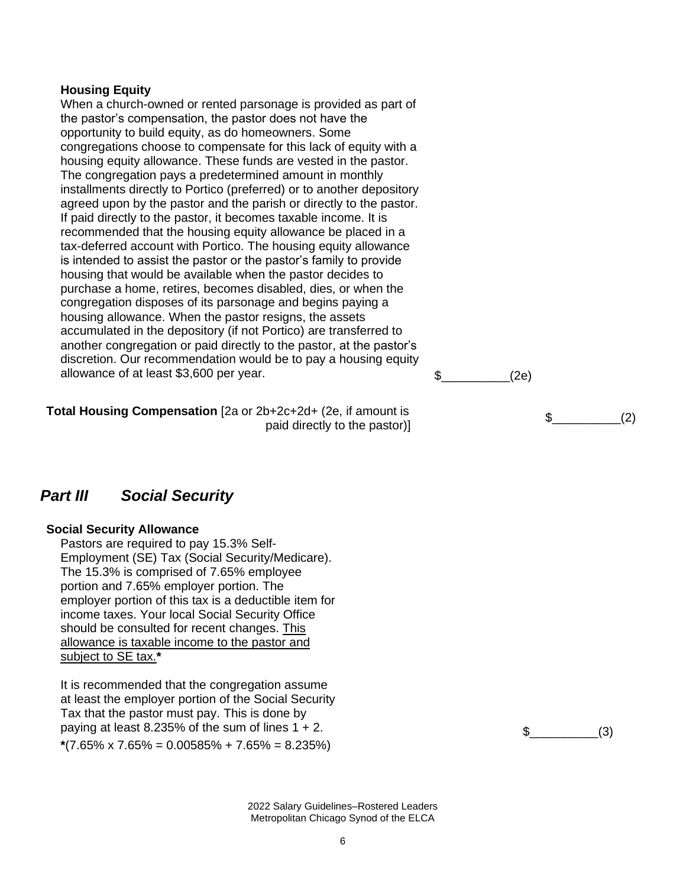**Housing Equity**

When a church-owned or rented parsonage is provided as part of the pastor's compensation, the pastor does not have the opportunity to build equity, as do homeowners. Some congregations choose to compensate for this lack of equity with a housing equity allowance. These funds are vested in the pastor. The congregation pays a predetermined amount in monthly installments directly to Portico (preferred) or to another depository agreed upon by the pastor and the parish or directly to the pastor. If paid directly to the pastor, it becomes taxable income. It is recommended that the housing equity allowance be placed in a tax-deferred account with Portico. The housing equity allowance is intended to assist the pastor or the pastor's family to provide housing that would be available when the pastor decides to purchase a home, retires, becomes disabled, dies, or when the congregation disposes of its parsonage and begins paying a housing allowance. When the pastor resigns, the assets accumulated in the depository (if not Portico) are transferred to another congregation or paid directly to the pastor, at the pastor's discretion. Our recommendation would be to pay a housing equity allowance of at least $3,600 per year. $__________(2e)

**Total Housing Compensation** [2a or 2b+2c+2d+ (2e, if amount is paid directly to the pastor)] $__________(2)

## *Part III Social Security*

**Social Security Allowance**

Pastors are required to pay 15.3% Self-Employment (SE) Tax (Social Security/Medicare). The 15.3% is comprised of 7.65% employee portion and 7.65% employer portion. The employer portion of this tax is a deductible item for income taxes. Your local Social Security Office should be consulted for recent changes. <u>This allowance is taxable income to the pastor and subject to SE tax.</u>**\***

It is recommended that the congregation assume at least the employer portion of the Social Security Tax that the pastor must pay. This is done by paying at least 8.235% of the sum of lines 1 + 2. $__________(3)

**\***(7.65% x 7.65% = 0.00585% + 7.65% = 8.235%)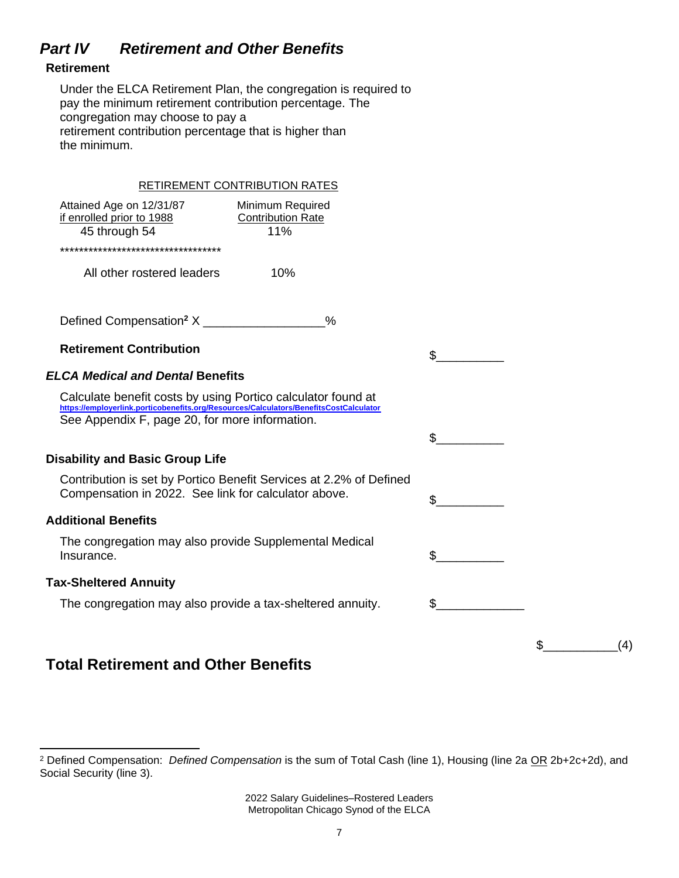## *Part IV Retirement and Other Benefits*

### Retirement

Under the ELCA Retirement Plan, the congregation is required to pay the minimum retirement contribution percentage. The congregation may choose to pay a retirement contribution percentage that is higher than the minimum.

RETIREMENT CONTRIBUTION RATES

| Attained Age on 12/31/87 if enrolled prior to 1988 | Minimum Required Contribution Rate |
|---|---|
| 45 through 54 | 11% |
| ********************************** | |
| All other rostered leaders | 10% |

Defined Compensation[2] X _________________%

**Retirement Contribution** $__________

### *ELCA Medical and Dental* Benefits

Calculate benefit costs by using Portico calculator found at https://employerlink.porticobenefits.org/Resources/Calculators/BenefitsCostCalculator
See Appendix F, page 20, for more information.

$__________

### Disability and Basic Group Life

Contribution is set by Portico Benefit Services at 2.2% of Defined Compensation in 2022. See link for calculator above. $__________

### Additional Benefits

The congregation may also provide Supplemental Medical Insurance. $__________

### Tax-Sheltered Annuity

The congregation may also provide a tax-sheltered annuity. $_____________

$___________(4)

## Total Retirement and Other Benefits

---

[2] Defined Compensation: *Defined Compensation* is the sum of Total Cash (line 1), Housing (line 2a OR 2b+2c+2d), and Social Security (line 3).

2022 Salary Guidelines–Rostered Leaders
Metropolitan Chicago Synod of the ELCA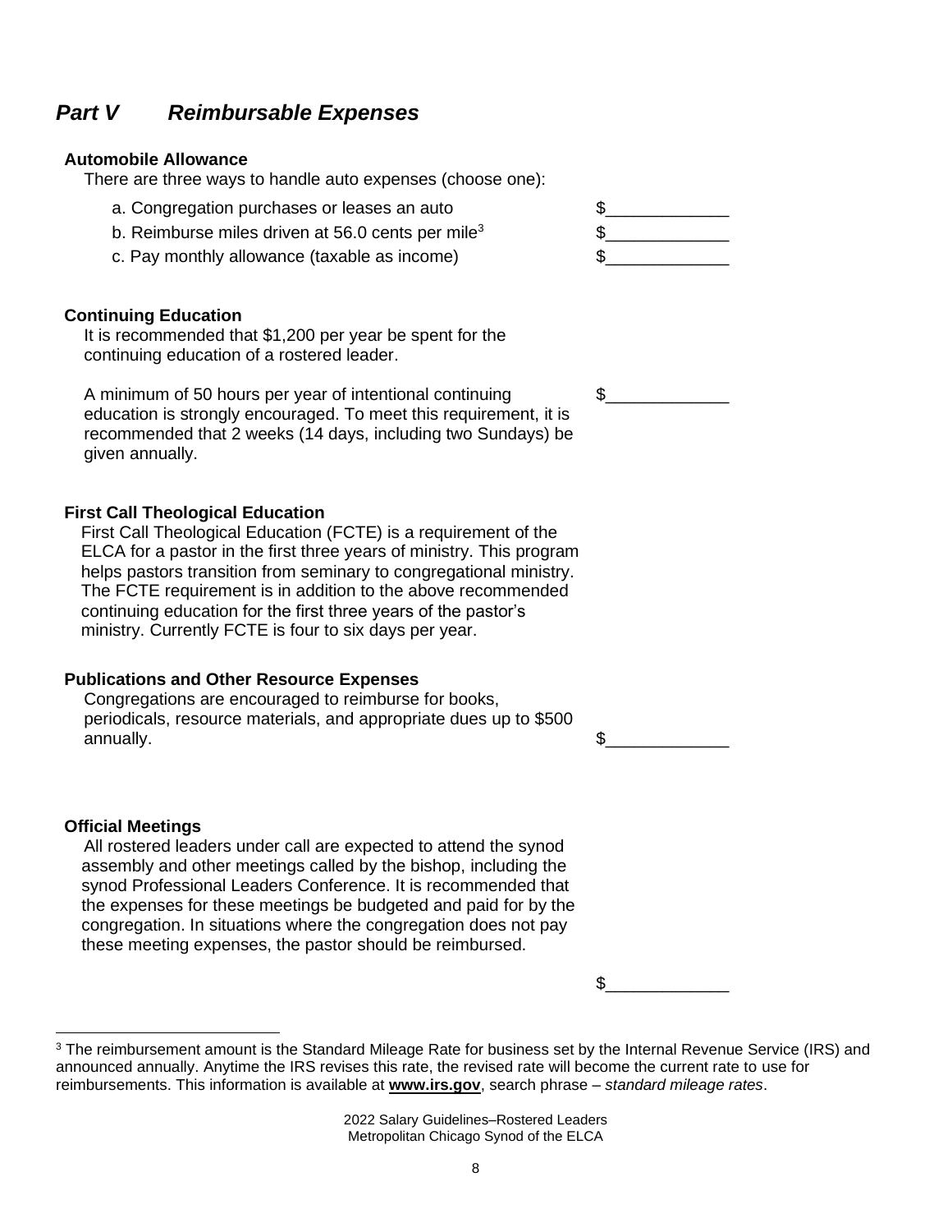## *Part V Reimbursable Expenses*

**Automobile Allowance**

There are three ways to handle auto expenses (choose one):

a. Congregation purchases or leases an auto $_____________

b. Reimburse miles driven at 56.0 cents per mile[3] $_____________

c. Pay monthly allowance (taxable as income) $_____________

**Continuing Education**

It is recommended that $1,200 per year be spent for the continuing education of a rostered leader.

A minimum of 50 hours per year of intentional continuing education is strongly encouraged. To meet this requirement, it is recommended that 2 weeks (14 days, including two Sundays) be given annually. $_____________

**First Call Theological Education**

First Call Theological Education (FCTE) is a requirement of the ELCA for a pastor in the first three years of ministry. This program helps pastors transition from seminary to congregational ministry. The FCTE requirement is in addition to the above recommended continuing education for the first three years of the pastor's ministry. Currently FCTE is four to six days per year.

**Publications and Other Resource Expenses**

Congregations are encouraged to reimburse for books, periodicals, resource materials, and appropriate dues up to $500 annually. $_____________

**Official Meetings**

All rostered leaders under call are expected to attend the synod assembly and other meetings called by the bishop, including the synod Professional Leaders Conference. It is recommended that the expenses for these meetings be budgeted and paid for by the congregation. In situations where the congregation does not pay these meeting expenses, the pastor should be reimbursed.

$_____________

---

[3] The reimbursement amount is the Standard Mileage Rate for business set by the Internal Revenue Service (IRS) and announced annually. Anytime the IRS revises this rate, the revised rate will become the current rate to use for reimbursements. This information is available at **www.irs.gov**, search phrase – *standard mileage rates*.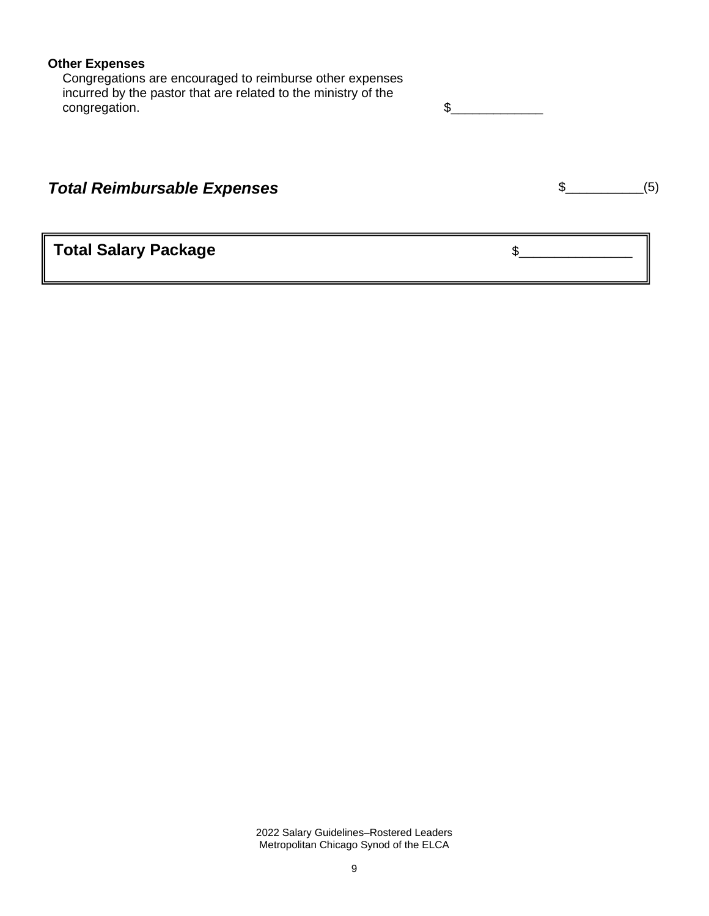**Other Expenses**

Congregations are encouraged to reimburse other expenses incurred by the pastor that are related to the ministry of the congregation. $____________

***Total Reimbursable Expenses*** $__________(5)

| **Total Salary Package** | $______________ |
|---|---|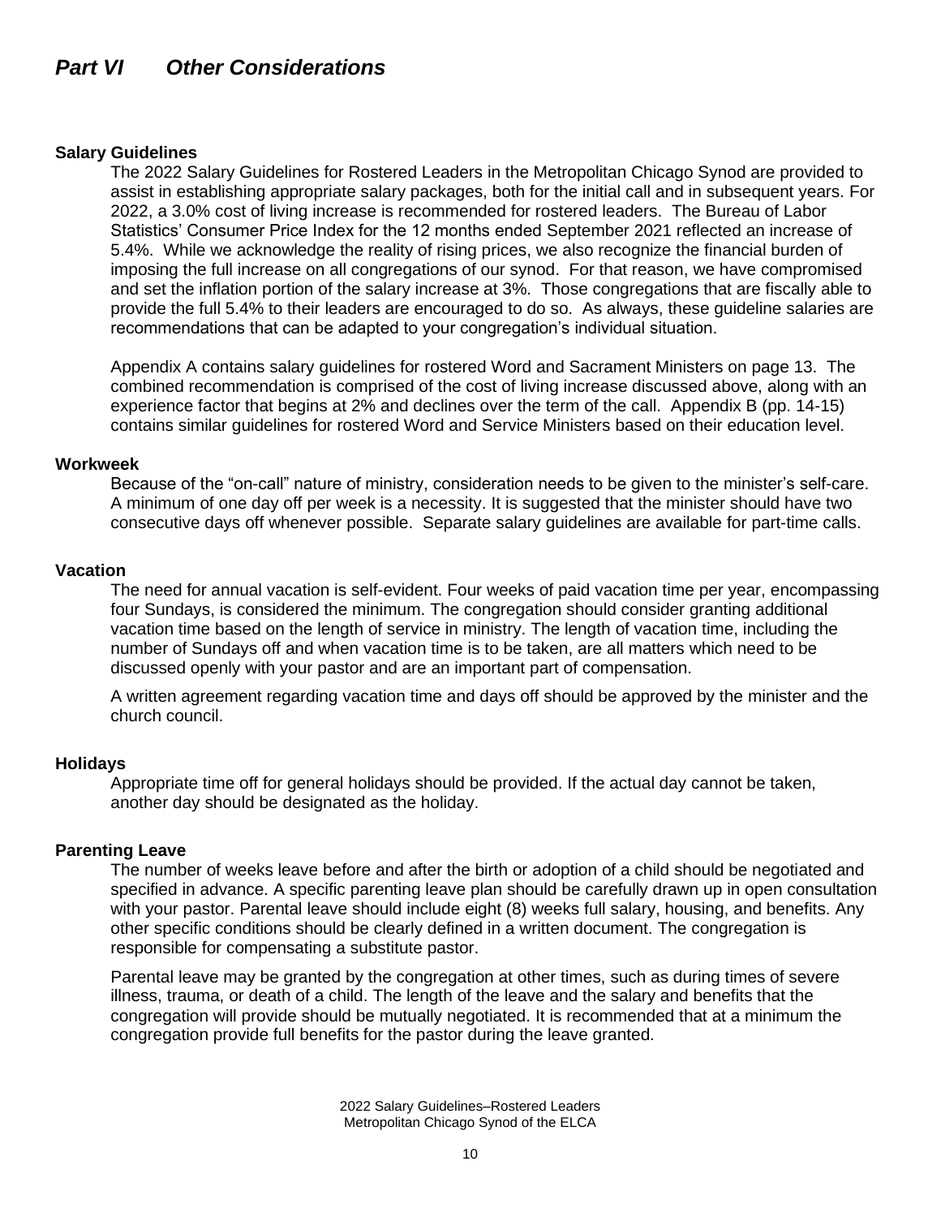## *Part VI Other Considerations*

### Salary Guidelines

The 2022 Salary Guidelines for Rostered Leaders in the Metropolitan Chicago Synod are provided to assist in establishing appropriate salary packages, both for the initial call and in subsequent years. For 2022, a 3.0% cost of living increase is recommended for rostered leaders. The Bureau of Labor Statistics' Consumer Price Index for the 12 months ended September 2021 reflected an increase of 5.4%. While we acknowledge the reality of rising prices, we also recognize the financial burden of imposing the full increase on all congregations of our synod. For that reason, we have compromised and set the inflation portion of the salary increase at 3%. Those congregations that are fiscally able to provide the full 5.4% to their leaders are encouraged to do so. As always, these guideline salaries are recommendations that can be adapted to your congregation's individual situation.

Appendix A contains salary guidelines for rostered Word and Sacrament Ministers on page 13. The combined recommendation is comprised of the cost of living increase discussed above, along with an experience factor that begins at 2% and declines over the term of the call. Appendix B (pp. 14-15) contains similar guidelines for rostered Word and Service Ministers based on their education level.

### Workweek

Because of the "on-call" nature of ministry, consideration needs to be given to the minister's self-care. A minimum of one day off per week is a necessity. It is suggested that the minister should have two consecutive days off whenever possible. Separate salary guidelines are available for part-time calls.

### Vacation

The need for annual vacation is self-evident. Four weeks of paid vacation time per year, encompassing four Sundays, is considered the minimum. The congregation should consider granting additional vacation time based on the length of service in ministry. The length of vacation time, including the number of Sundays off and when vacation time is to be taken, are all matters which need to be discussed openly with your pastor and are an important part of compensation.

A written agreement regarding vacation time and days off should be approved by the minister and the church council.

### Holidays

Appropriate time off for general holidays should be provided. If the actual day cannot be taken, another day should be designated as the holiday.

### Parenting Leave

The number of weeks leave before and after the birth or adoption of a child should be negotiated and specified in advance. A specific parenting leave plan should be carefully drawn up in open consultation with your pastor. Parental leave should include eight (8) weeks full salary, housing, and benefits. Any other specific conditions should be clearly defined in a written document. The congregation is responsible for compensating a substitute pastor.

Parental leave may be granted by the congregation at other times, such as during times of severe illness, trauma, or death of a child. The length of the leave and the salary and benefits that the congregation will provide should be mutually negotiated. It is recommended that at a minimum the congregation provide full benefits for the pastor during the leave granted.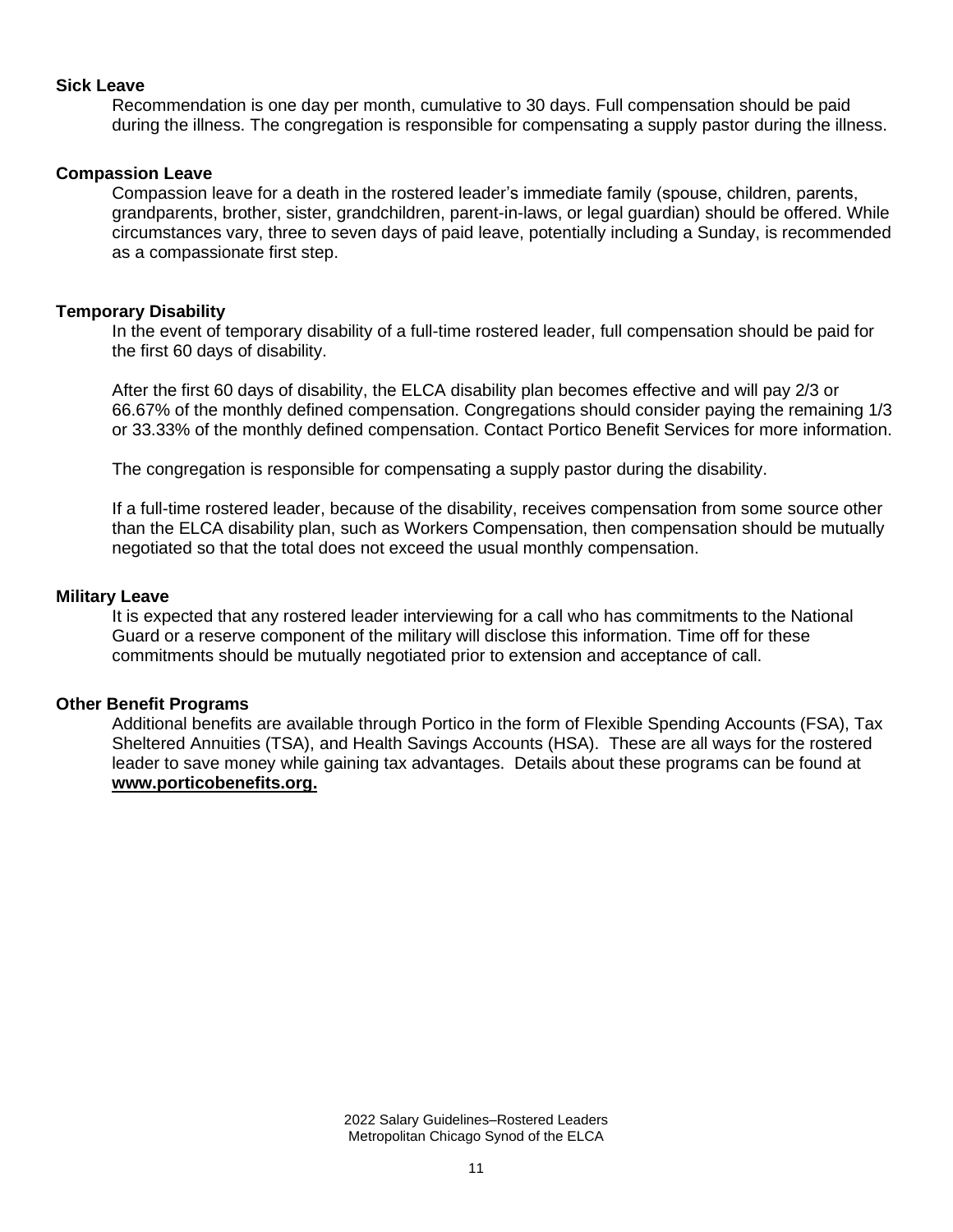### Sick Leave

Recommendation is one day per month, cumulative to 30 days. Full compensation should be paid during the illness. The congregation is responsible for compensating a supply pastor during the illness.

### Compassion Leave

Compassion leave for a death in the rostered leader's immediate family (spouse, children, parents, grandparents, brother, sister, grandchildren, parent-in-laws, or legal guardian) should be offered. While circumstances vary, three to seven days of paid leave, potentially including a Sunday, is recommended as a compassionate first step.

### Temporary Disability

In the event of temporary disability of a full-time rostered leader, full compensation should be paid for the first 60 days of disability.

After the first 60 days of disability, the ELCA disability plan becomes effective and will pay 2/3 or 66.67% of the monthly defined compensation. Congregations should consider paying the remaining 1/3 or 33.33% of the monthly defined compensation. Contact Portico Benefit Services for more information.

The congregation is responsible for compensating a supply pastor during the disability.

If a full-time rostered leader, because of the disability, receives compensation from some source other than the ELCA disability plan, such as Workers Compensation, then compensation should be mutually negotiated so that the total does not exceed the usual monthly compensation.

### Military Leave

It is expected that any rostered leader interviewing for a call who has commitments to the National Guard or a reserve component of the military will disclose this information. Time off for these commitments should be mutually negotiated prior to extension and acceptance of call.

### Other Benefit Programs

Additional benefits are available through Portico in the form of Flexible Spending Accounts (FSA), Tax Sheltered Annuities (TSA), and Health Savings Accounts (HSA). These are all ways for the rostered leader to save money while gaining tax advantages. Details about these programs can be found at **www.porticobenefits.org.**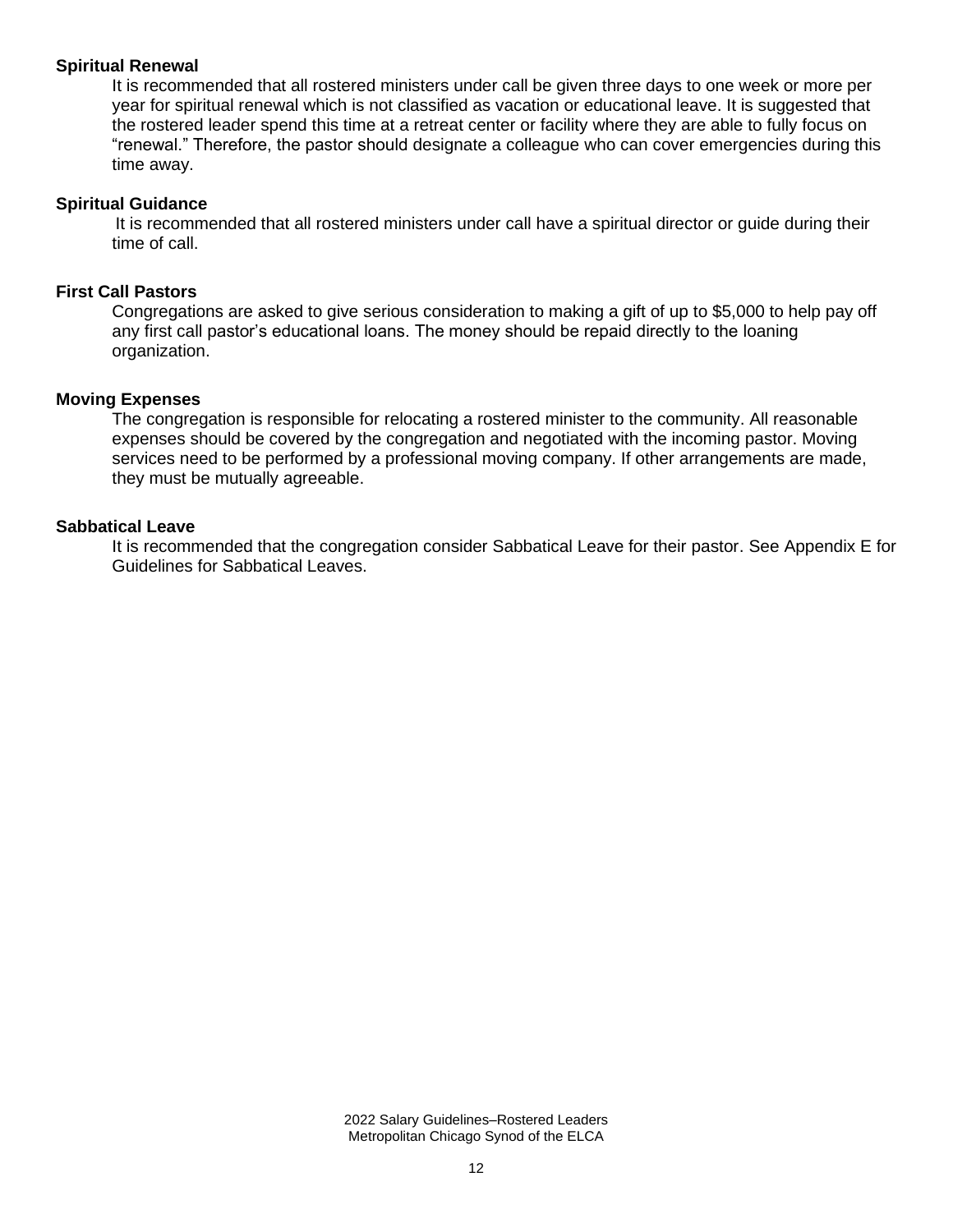**Spiritual Renewal**

It is recommended that all rostered ministers under call be given three days to one week or more per year for spiritual renewal which is not classified as vacation or educational leave. It is suggested that the rostered leader spend this time at a retreat center or facility where they are able to fully focus on "renewal." Therefore, the pastor should designate a colleague who can cover emergencies during this time away.

**Spiritual Guidance**

It is recommended that all rostered ministers under call have a spiritual director or guide during their time of call.

**First Call Pastors**

Congregations are asked to give serious consideration to making a gift of up to $5,000 to help pay off any first call pastor's educational loans. The money should be repaid directly to the loaning organization.

**Moving Expenses**

The congregation is responsible for relocating a rostered minister to the community. All reasonable expenses should be covered by the congregation and negotiated with the incoming pastor. Moving services need to be performed by a professional moving company. If other arrangements are made, they must be mutually agreeable.

**Sabbatical Leave**

It is recommended that the congregation consider Sabbatical Leave for their pastor. See Appendix E for Guidelines for Sabbatical Leaves.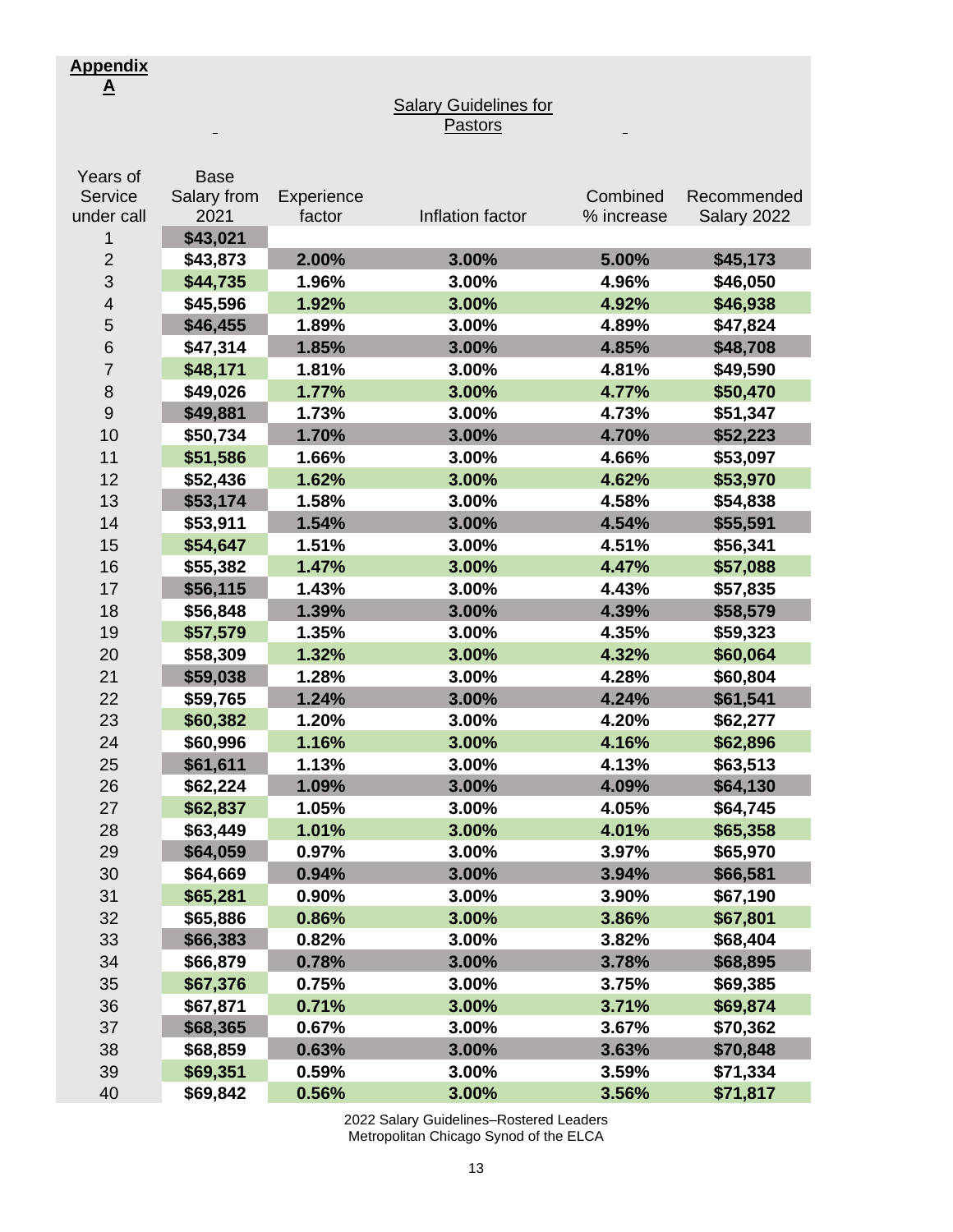**Appendix A**

Salary Guidelines for Pastors

| Years of Service under call | Base Salary from 2021 | Experience factor | Inflation factor | Combined % increase | Recommended Salary 2022 |
|---|---|---|---|---|---|
| 1 | $43,021 | | | | |
| 2 | $43,873 | 2.00% | 3.00% | 5.00% | $45,173 |
| 3 | $44,735 | 1.96% | 3.00% | 4.96% | $46,050 |
| 4 | $45,596 | 1.92% | 3.00% | 4.92% | $46,938 |
| 5 | $46,455 | 1.89% | 3.00% | 4.89% | $47,824 |
| 6 | $47,314 | 1.85% | 3.00% | 4.85% | $48,708 |
| 7 | $48,171 | 1.81% | 3.00% | 4.81% | $49,590 |
| 8 | $49,026 | 1.77% | 3.00% | 4.77% | $50,470 |
| 9 | $49,881 | 1.73% | 3.00% | 4.73% | $51,347 |
| 10 | $50,734 | 1.70% | 3.00% | 4.70% | $52,223 |
| 11 | $51,586 | 1.66% | 3.00% | 4.66% | $53,097 |
| 12 | $52,436 | 1.62% | 3.00% | 4.62% | $53,970 |
| 13 | $53,174 | 1.58% | 3.00% | 4.58% | $54,838 |
| 14 | $53,911 | 1.54% | 3.00% | 4.54% | $55,591 |
| 15 | $54,647 | 1.51% | 3.00% | 4.51% | $56,341 |
| 16 | $55,382 | 1.47% | 3.00% | 4.47% | $57,088 |
| 17 | $56,115 | 1.43% | 3.00% | 4.43% | $57,835 |
| 18 | $56,848 | 1.39% | 3.00% | 4.39% | $58,579 |
| 19 | $57,579 | 1.35% | 3.00% | 4.35% | $59,323 |
| 20 | $58,309 | 1.32% | 3.00% | 4.32% | $60,064 |
| 21 | $59,038 | 1.28% | 3.00% | 4.28% | $60,804 |
| 22 | $59,765 | 1.24% | 3.00% | 4.24% | $61,541 |
| 23 | $60,382 | 1.20% | 3.00% | 4.20% | $62,277 |
| 24 | $60,996 | 1.16% | 3.00% | 4.16% | $62,896 |
| 25 | $61,611 | 1.13% | 3.00% | 4.13% | $63,513 |
| 26 | $62,224 | 1.09% | 3.00% | 4.09% | $64,130 |
| 27 | $62,837 | 1.05% | 3.00% | 4.05% | $64,745 |
| 28 | $63,449 | 1.01% | 3.00% | 4.01% | $65,358 |
| 29 | $64,059 | 0.97% | 3.00% | 3.97% | $65,970 |
| 30 | $64,669 | 0.94% | 3.00% | 3.94% | $66,581 |
| 31 | $65,281 | 0.90% | 3.00% | 3.90% | $67,190 |
| 32 | $65,886 | 0.86% | 3.00% | 3.86% | $67,801 |
| 33 | $66,383 | 0.82% | 3.00% | 3.82% | $68,404 |
| 34 | $66,879 | 0.78% | 3.00% | 3.78% | $68,895 |
| 35 | $67,376 | 0.75% | 3.00% | 3.75% | $69,385 |
| 36 | $67,871 | 0.71% | 3.00% | 3.71% | $69,874 |
| 37 | $68,365 | 0.67% | 3.00% | 3.67% | $70,362 |
| 38 | $68,859 | 0.63% | 3.00% | 3.63% | $70,848 |
| 39 | $69,351 | 0.59% | 3.00% | 3.59% | $71,334 |
| 40 | $69,842 | 0.56% | 3.00% | 3.56% | $71,817 |

2022 Salary Guidelines–Rostered Leaders
Metropolitan Chicago Synod of the ELCA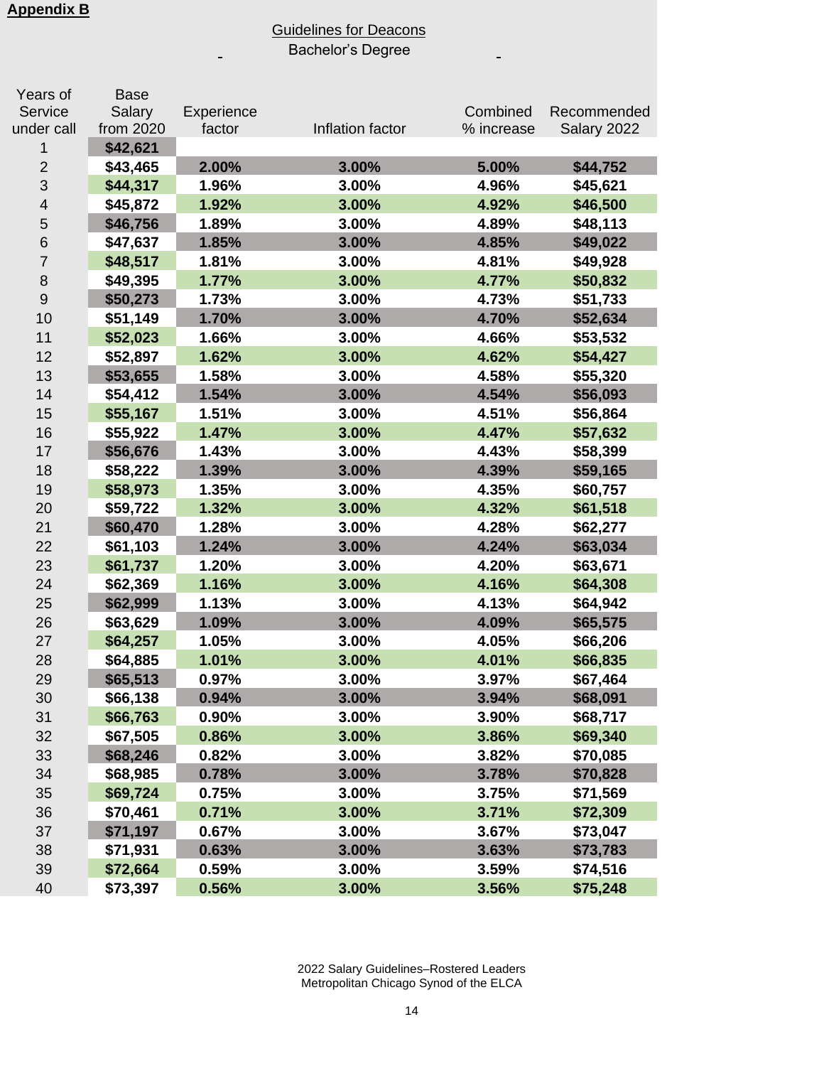**Appendix B**

Guidelines for Deacons

Bachelor's Degree

| Years of Service under call | Base Salary from 2020 | Experience factor | Inflation factor | Combined % increase | Recommended Salary 2022 |
|---|---|---|---|---|---|
| 1 | $42,621 | | | | |
| 2 | $43,465 | 2.00% | 3.00% | 5.00% | $44,752 |
| 3 | $44,317 | 1.96% | 3.00% | 4.96% | $45,621 |
| 4 | $45,872 | 1.92% | 3.00% | 4.92% | $46,500 |
| 5 | $46,756 | 1.89% | 3.00% | 4.89% | $48,113 |
| 6 | $47,637 | 1.85% | 3.00% | 4.85% | $49,022 |
| 7 | $48,517 | 1.81% | 3.00% | 4.81% | $49,928 |
| 8 | $49,395 | 1.77% | 3.00% | 4.77% | $50,832 |
| 9 | $50,273 | 1.73% | 3.00% | 4.73% | $51,733 |
| 10 | $51,149 | 1.70% | 3.00% | 4.70% | $52,634 |
| 11 | $52,023 | 1.66% | 3.00% | 4.66% | $53,532 |
| 12 | $52,897 | 1.62% | 3.00% | 4.62% | $54,427 |
| 13 | $53,655 | 1.58% | 3.00% | 4.58% | $55,320 |
| 14 | $54,412 | 1.54% | 3.00% | 4.54% | $56,093 |
| 15 | $55,167 | 1.51% | 3.00% | 4.51% | $56,864 |
| 16 | $55,922 | 1.47% | 3.00% | 4.47% | $57,632 |
| 17 | $56,676 | 1.43% | 3.00% | 4.43% | $58,399 |
| 18 | $58,222 | 1.39% | 3.00% | 4.39% | $59,165 |
| 19 | $58,973 | 1.35% | 3.00% | 4.35% | $60,757 |
| 20 | $59,722 | 1.32% | 3.00% | 4.32% | $61,518 |
| 21 | $60,470 | 1.28% | 3.00% | 4.28% | $62,277 |
| 22 | $61,103 | 1.24% | 3.00% | 4.24% | $63,034 |
| 23 | $61,737 | 1.20% | 3.00% | 4.20% | $63,671 |
| 24 | $62,369 | 1.16% | 3.00% | 4.16% | $64,308 |
| 25 | $62,999 | 1.13% | 3.00% | 4.13% | $64,942 |
| 26 | $63,629 | 1.09% | 3.00% | 4.09% | $65,575 |
| 27 | $64,257 | 1.05% | 3.00% | 4.05% | $66,206 |
| 28 | $64,885 | 1.01% | 3.00% | 4.01% | $66,835 |
| 29 | $65,513 | 0.97% | 3.00% | 3.97% | $67,464 |
| 30 | $66,138 | 0.94% | 3.00% | 3.94% | $68,091 |
| 31 | $66,763 | 0.90% | 3.00% | 3.90% | $68,717 |
| 32 | $67,505 | 0.86% | 3.00% | 3.86% | $69,340 |
| 33 | $68,246 | 0.82% | 3.00% | 3.82% | $70,085 |
| 34 | $68,985 | 0.78% | 3.00% | 3.78% | $70,828 |
| 35 | $69,724 | 0.75% | 3.00% | 3.75% | $71,569 |
| 36 | $70,461 | 0.71% | 3.00% | 3.71% | $72,309 |
| 37 | $71,197 | 0.67% | 3.00% | 3.67% | $73,047 |
| 38 | $71,931 | 0.63% | 3.00% | 3.63% | $73,783 |
| 39 | $72,664 | 0.59% | 3.00% | 3.59% | $74,516 |
| 40 | $73,397 | 0.56% | 3.00% | 3.56% | $75,248 |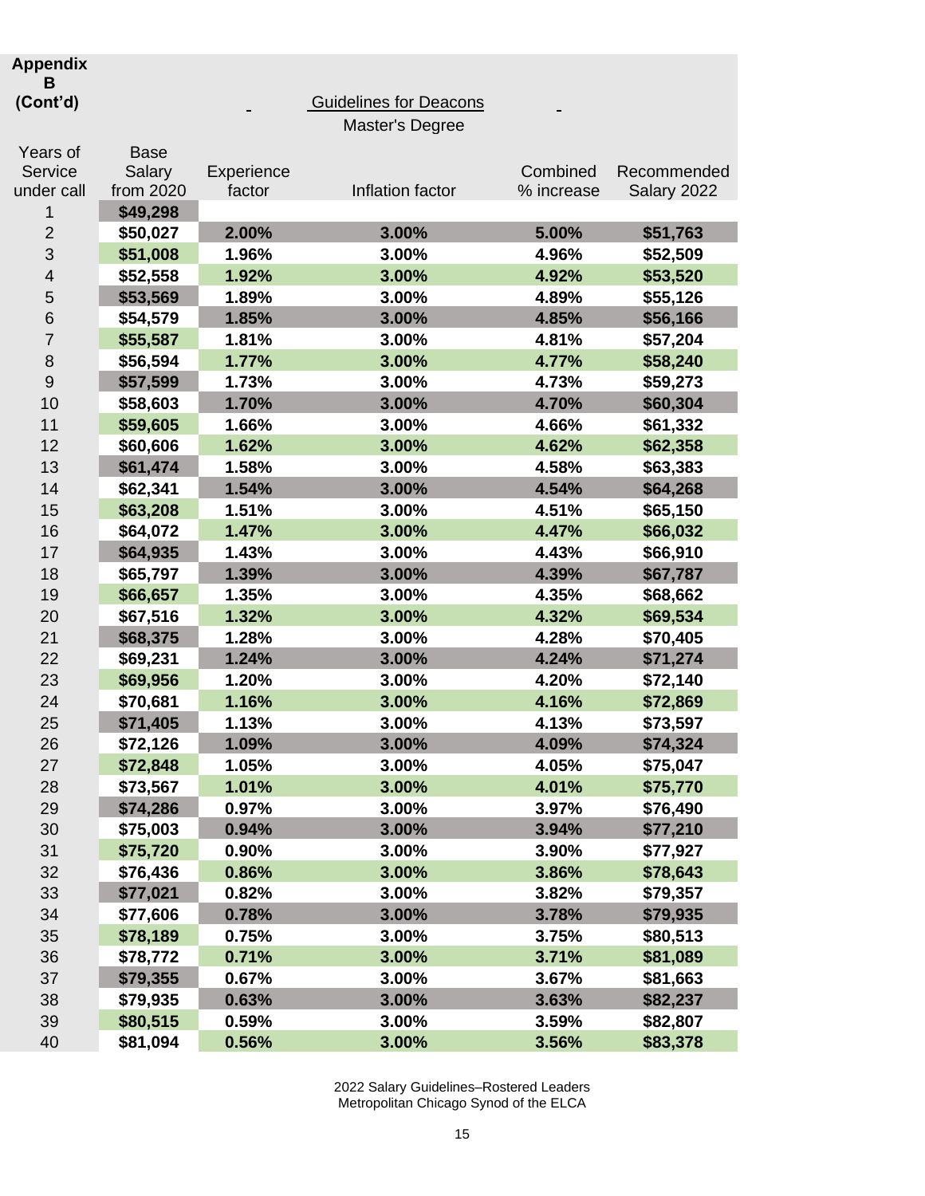**Appendix B (Cont'd)**

## Guidelines for Deacons

### Master's Degree

| Years of Service under call | Base Salary from 2020 | Experience factor | Inflation factor | Combined % increase | Recommended Salary 2022 |
|---|---|---|---|---|---|
| 1 | $49,298 | | | | |
| 2 | $50,027 | 2.00% | 3.00% | 5.00% | $51,763 |
| 3 | $51,008 | 1.96% | 3.00% | 4.96% | $52,509 |
| 4 | $52,558 | 1.92% | 3.00% | 4.92% | $53,520 |
| 5 | $53,569 | 1.89% | 3.00% | 4.89% | $55,126 |
| 6 | $54,579 | 1.85% | 3.00% | 4.85% | $56,166 |
| 7 | $55,587 | 1.81% | 3.00% | 4.81% | $57,204 |
| 8 | $56,594 | 1.77% | 3.00% | 4.77% | $58,240 |
| 9 | $57,599 | 1.73% | 3.00% | 4.73% | $59,273 |
| 10 | $58,603 | 1.70% | 3.00% | 4.70% | $60,304 |
| 11 | $59,605 | 1.66% | 3.00% | 4.66% | $61,332 |
| 12 | $60,606 | 1.62% | 3.00% | 4.62% | $62,358 |
| 13 | $61,474 | 1.58% | 3.00% | 4.58% | $63,383 |
| 14 | $62,341 | 1.54% | 3.00% | 4.54% | $64,268 |
| 15 | $63,208 | 1.51% | 3.00% | 4.51% | $65,150 |
| 16 | $64,072 | 1.47% | 3.00% | 4.47% | $66,032 |
| 17 | $64,935 | 1.43% | 3.00% | 4.43% | $66,910 |
| 18 | $65,797 | 1.39% | 3.00% | 4.39% | $67,787 |
| 19 | $66,657 | 1.35% | 3.00% | 4.35% | $68,662 |
| 20 | $67,516 | 1.32% | 3.00% | 4.32% | $69,534 |
| 21 | $68,375 | 1.28% | 3.00% | 4.28% | $70,405 |
| 22 | $69,231 | 1.24% | 3.00% | 4.24% | $71,274 |
| 23 | $69,956 | 1.20% | 3.00% | 4.20% | $72,140 |
| 24 | $70,681 | 1.16% | 3.00% | 4.16% | $72,869 |
| 25 | $71,405 | 1.13% | 3.00% | 4.13% | $73,597 |
| 26 | $72,126 | 1.09% | 3.00% | 4.09% | $74,324 |
| 27 | $72,848 | 1.05% | 3.00% | 4.05% | $75,047 |
| 28 | $73,567 | 1.01% | 3.00% | 4.01% | $75,770 |
| 29 | $74,286 | 0.97% | 3.00% | 3.97% | $76,490 |
| 30 | $75,003 | 0.94% | 3.00% | 3.94% | $77,210 |
| 31 | $75,720 | 0.90% | 3.00% | 3.90% | $77,927 |
| 32 | $76,436 | 0.86% | 3.00% | 3.86% | $78,643 |
| 33 | $77,021 | 0.82% | 3.00% | 3.82% | $79,357 |
| 34 | $77,606 | 0.78% | 3.00% | 3.78% | $79,935 |
| 35 | $78,189 | 0.75% | 3.00% | 3.75% | $80,513 |
| 36 | $78,772 | 0.71% | 3.00% | 3.71% | $81,089 |
| 37 | $79,355 | 0.67% | 3.00% | 3.67% | $81,663 |
| 38 | $79,935 | 0.63% | 3.00% | 3.63% | $82,237 |
| 39 | $80,515 | 0.59% | 3.00% | 3.59% | $82,807 |
| 40 | $81,094 | 0.56% | 3.00% | 3.56% | $83,378 |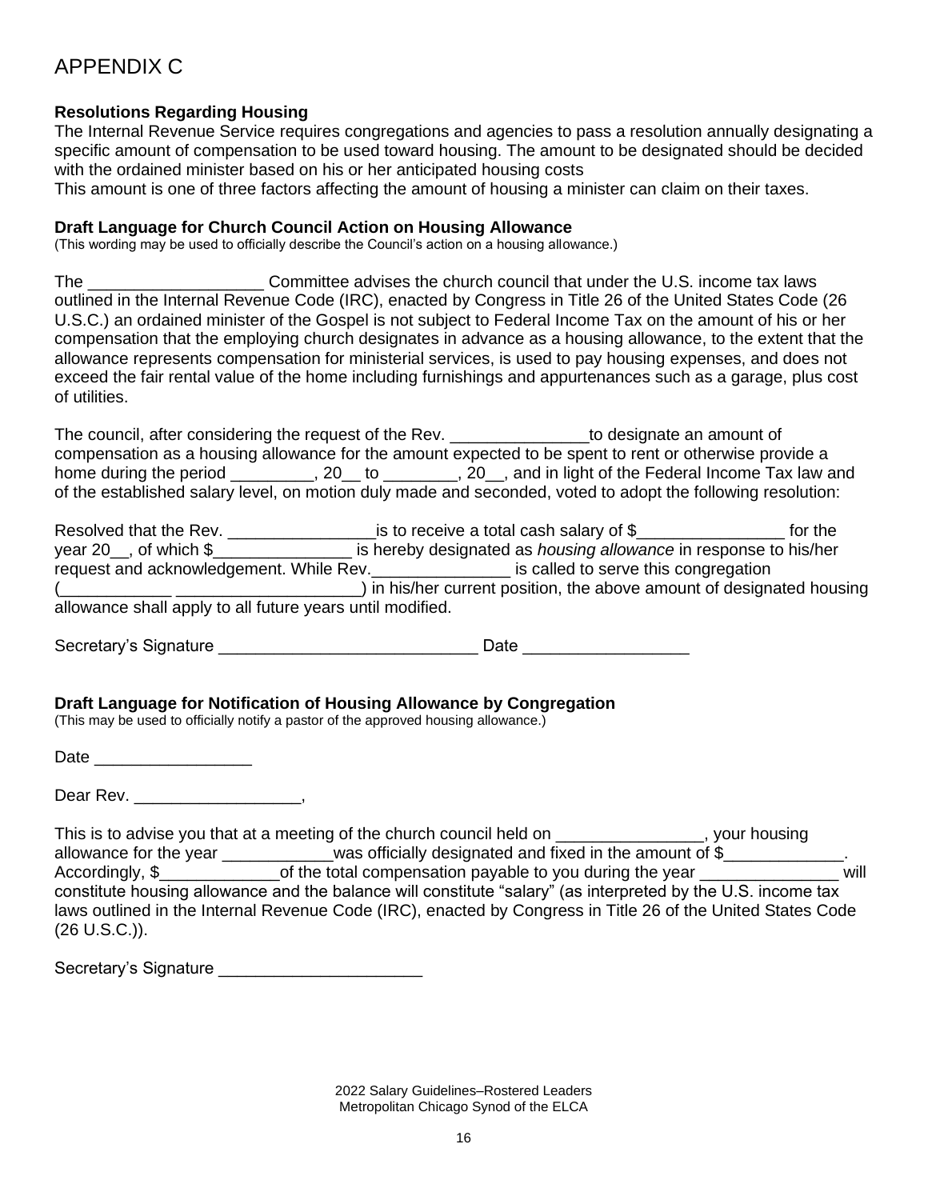# APPENDIX C

**Resolutions Regarding Housing**

The Internal Revenue Service requires congregations and agencies to pass a resolution annually designating a specific amount of compensation to be used toward housing. The amount to be designated should be decided with the ordained minister based on his or her anticipated housing costs

This amount is one of three factors affecting the amount of housing a minister can claim on their taxes.

**Draft Language for Church Council Action on Housing Allowance**

(This wording may be used to officially describe the Council's action on a housing allowance.)

The ___________________ Committee advises the church council that under the U.S. income tax laws outlined in the Internal Revenue Code (IRC), enacted by Congress in Title 26 of the United States Code (26 U.S.C.) an ordained minister of the Gospel is not subject to Federal Income Tax on the amount of his or her compensation that the employing church designates in advance as a housing allowance, to the extent that the allowance represents compensation for ministerial services, is used to pay housing expenses, and does not exceed the fair rental value of the home including furnishings and appurtenances such as a garage, plus cost of utilities.

The council, after considering the request of the Rev. _______________to designate an amount of compensation as a housing allowance for the amount expected to be spent to rent or otherwise provide a home during the period _________, 20__ to ________, 20__, and in light of the Federal Income Tax law and of the established salary level, on motion duly made and seconded, voted to adopt the following resolution:

Resolved that the Rev. ________________is to receive a total cash salary of $________________ for the year 20__, of which $_______________ is hereby designated as *housing allowance* in response to his/her request and acknowledgement. While Rev._______________ is called to serve this congregation (____________ ____________________) in his/her current position, the above amount of designated housing allowance shall apply to all future years until modified.

Secretary's Signature ____________________________ Date __________________

**Draft Language for Notification of Housing Allowance by Congregation**

(This may be used to officially notify a pastor of the approved housing allowance.)

Date _________________

Dear Rev. __________________,

This is to advise you that at a meeting of the church council held on ________________, your housing allowance for the year ____________was officially designated and fixed in the amount of $_____________. Accordingly, $_____________of the total compensation payable to you during the year _______________ will constitute housing allowance and the balance will constitute "salary" (as interpreted by the U.S. income tax laws outlined in the Internal Revenue Code (IRC), enacted by Congress in Title 26 of the United States Code (26 U.S.C.)).

Secretary's Signature ______________________

2022 Salary Guidelines–Rostered Leaders
Metropolitan Chicago Synod of the ELCA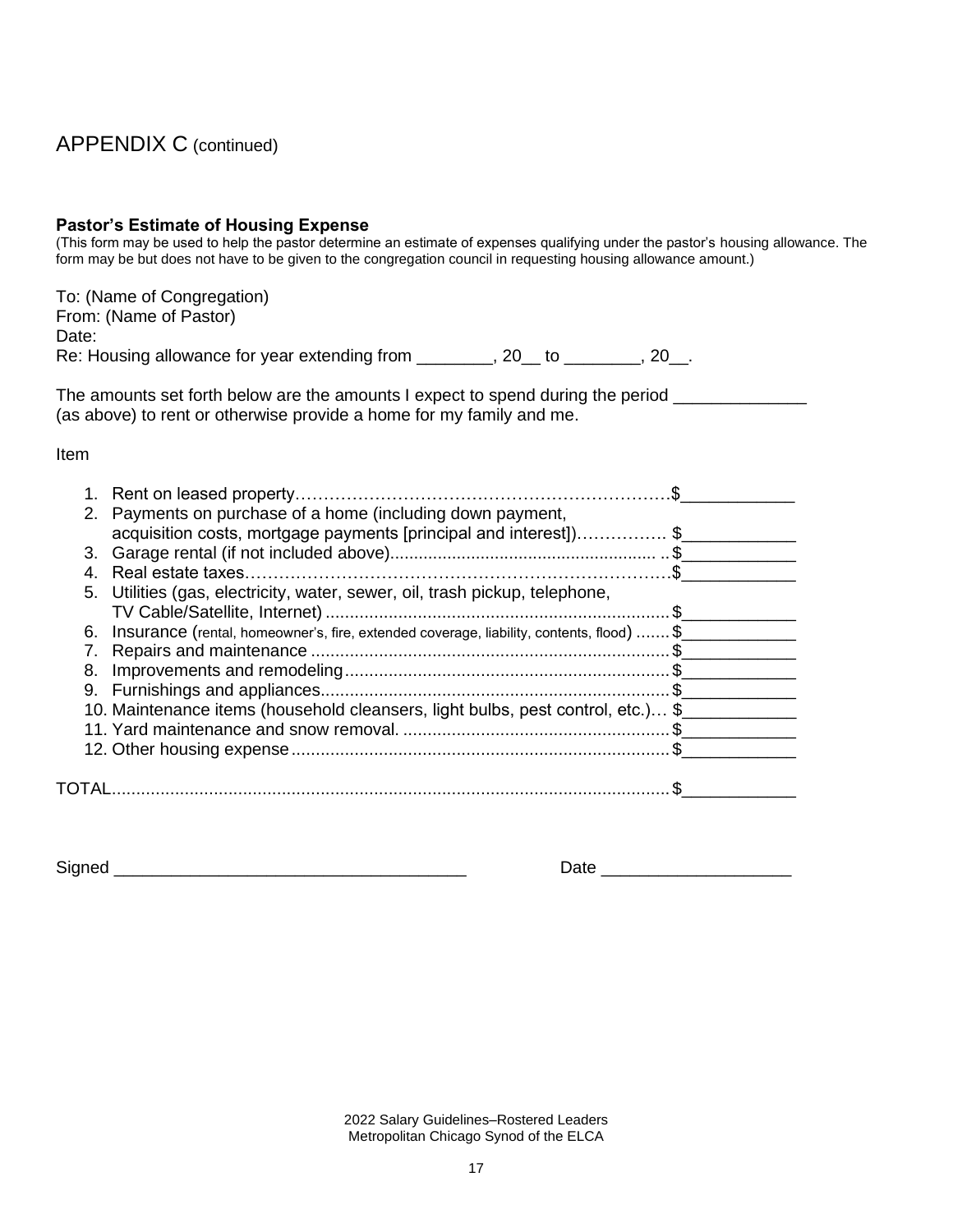# APPENDIX C (continued)

**Pastor's Estimate of Housing Expense**

(This form may be used to help the pastor determine an estimate of expenses qualifying under the pastor's housing allowance. The form may be but does not have to be given to the congregation council in requesting housing allowance amount.)

To: (Name of Congregation)
From: (Name of Pastor)
Date:
Re: Housing allowance for year extending from ________, 20__ to ________, 20__.

The amounts set forth below are the amounts I expect to spend during the period ______________ (as above) to rent or otherwise provide a home for my family and me.

Item

1. Rent on leased property……………………………………………………………$____________
2. Payments on purchase of a home (including down payment, acquisition costs, mortgage payments [principal and interest])……………. $____________
3. Garage rental (if not included above)........................................................ ..$____________
4. Real estate taxes……………………………………………………………………$____________
5. Utilities (gas, electricity, water, sewer, oil, trash pickup, telephone, TV Cable/Satellite, Internet) .......................................................................$____________
6. Insurance (rental, homeowner's, fire, extended coverage, liability, contents, flood) .......$____________
7. Repairs and maintenance ..........................................................................$____________
8. Improvements and remodeling...................................................................$____________
9. Furnishings and appliances.......................................................................$____________
10. Maintenance items (household cleansers, light bulbs, pest control, etc.)… $____________
11. Yard maintenance and snow removal. .......................................................$____________
12. Other housing expense..............................................................................$____________

TOTAL....................................................................................................................$____________

Signed ____________________________________ Date ___________________

2022 Salary Guidelines–Rostered Leaders
Metropolitan Chicago Synod of the ELCA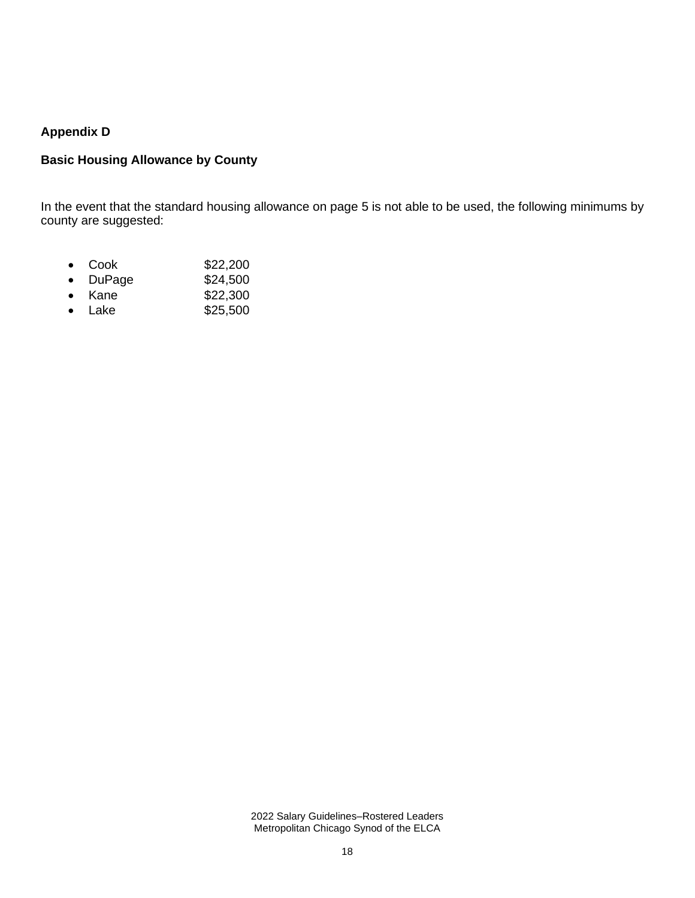**Appendix D**

**Basic Housing Allowance by County**

In the event that the standard housing allowance on page 5 is not able to be used, the following minimums by county are suggested:

- Cook $22,200
- DuPage $24,500
- Kane $22,300
- Lake $25,500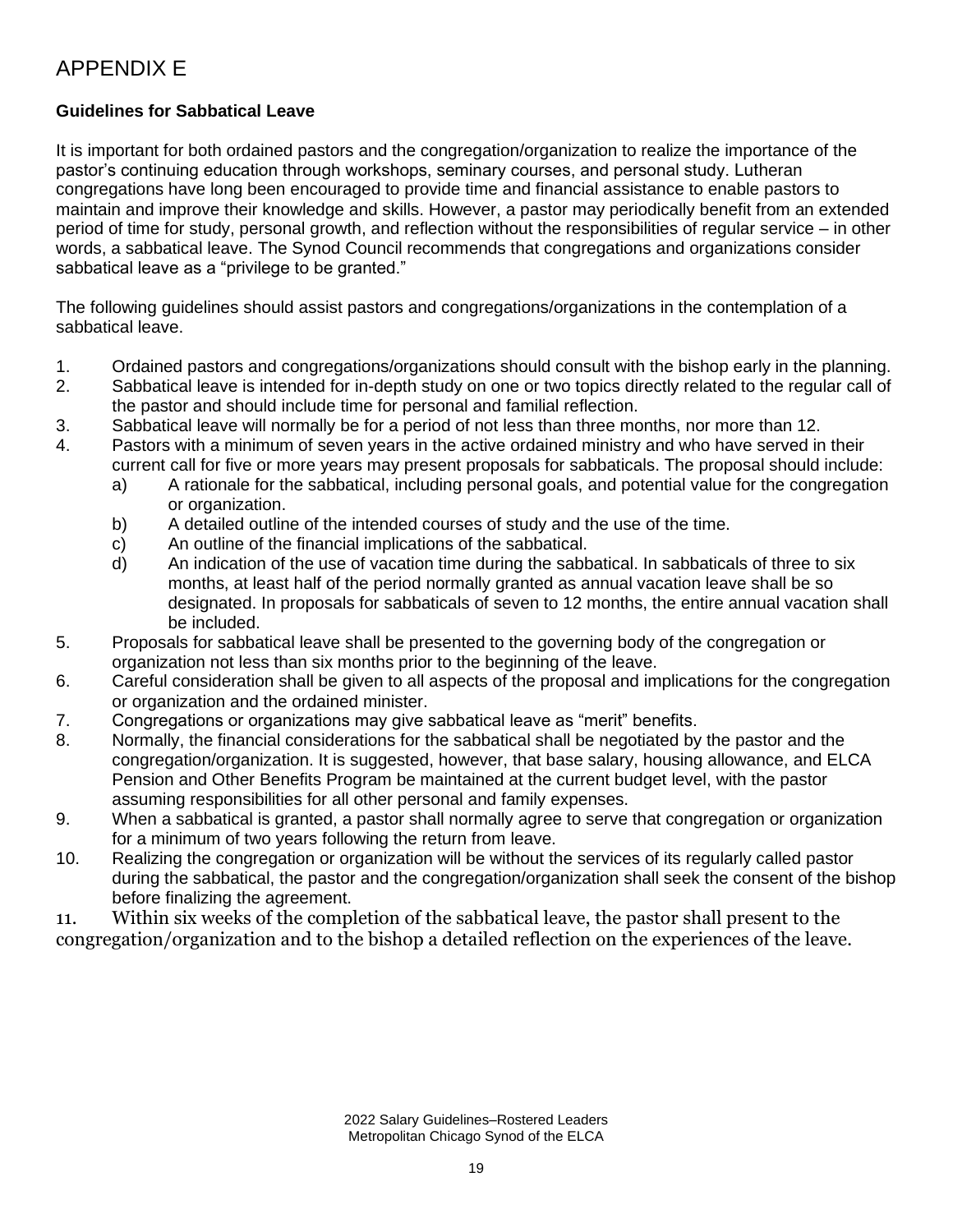# APPENDIX E

**Guidelines for Sabbatical Leave**

It is important for both ordained pastors and the congregation/organization to realize the importance of the pastor's continuing education through workshops, seminary courses, and personal study. Lutheran congregations have long been encouraged to provide time and financial assistance to enable pastors to maintain and improve their knowledge and skills. However, a pastor may periodically benefit from an extended period of time for study, personal growth, and reflection without the responsibilities of regular service – in other words, a sabbatical leave. The Synod Council recommends that congregations and organizations consider sabbatical leave as a "privilege to be granted."

The following guidelines should assist pastors and congregations/organizations in the contemplation of a sabbatical leave.

1. Ordained pastors and congregations/organizations should consult with the bishop early in the planning.
2. Sabbatical leave is intended for in-depth study on one or two topics directly related to the regular call of the pastor and should include time for personal and familial reflection.
3. Sabbatical leave will normally be for a period of not less than three months, nor more than 12.
4. Pastors with a minimum of seven years in the active ordained ministry and who have served in their current call for five or more years may present proposals for sabbaticals. The proposal should include:
   - a) A rationale for the sabbatical, including personal goals, and potential value for the congregation or organization.
   - b) A detailed outline of the intended courses of study and the use of the time.
   - c) An outline of the financial implications of the sabbatical.
   - d) An indication of the use of vacation time during the sabbatical. In sabbaticals of three to six months, at least half of the period normally granted as annual vacation leave shall be so designated. In proposals for sabbaticals of seven to 12 months, the entire annual vacation shall be included.
5. Proposals for sabbatical leave shall be presented to the governing body of the congregation or organization not less than six months prior to the beginning of the leave.
6. Careful consideration shall be given to all aspects of the proposal and implications for the congregation or organization and the ordained minister.
7. Congregations or organizations may give sabbatical leave as "merit" benefits.
8. Normally, the financial considerations for the sabbatical shall be negotiated by the pastor and the congregation/organization. It is suggested, however, that base salary, housing allowance, and ELCA Pension and Other Benefits Program be maintained at the current budget level, with the pastor assuming responsibilities for all other personal and family expenses.
9. When a sabbatical is granted, a pastor shall normally agree to serve that congregation or organization for a minimum of two years following the return from leave.
10. Realizing the congregation or organization will be without the services of its regularly called pastor during the sabbatical, the pastor and the congregation/organization shall seek the consent of the bishop before finalizing the agreement.
11. Within six weeks of the completion of the sabbatical leave, the pastor shall present to the congregation/organization and to the bishop a detailed reflection on the experiences of the leave.